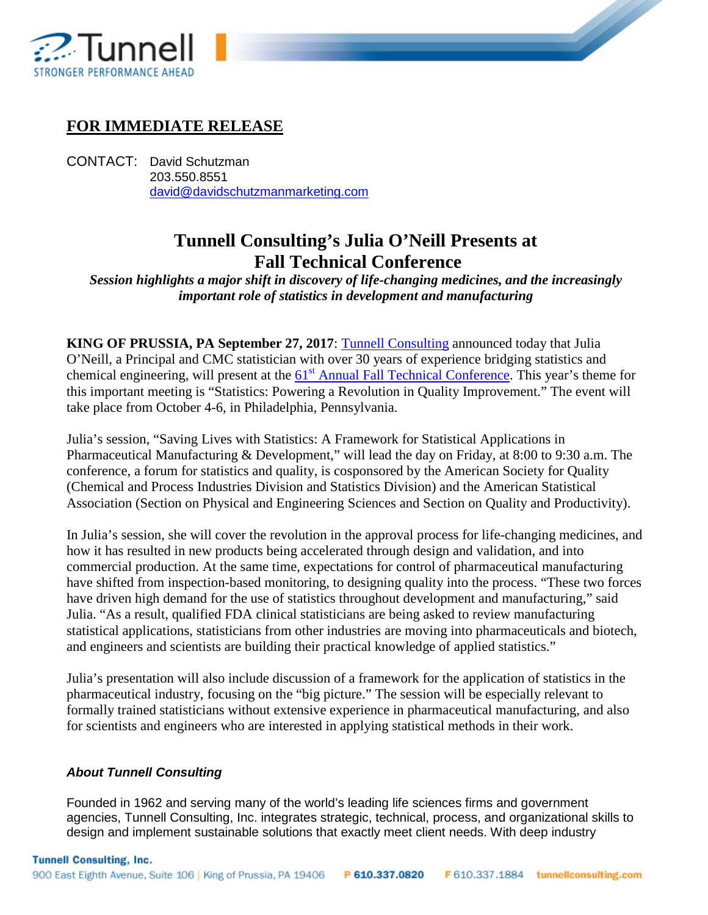**FOR IMMEDIATE RELEASE**

CONTACT: David Schutzman
203.550.8551
david@davidschutzmanmarketing.com

# Tunnell Consulting's Julia O'Neill Presents at Fall Technical Conference

***Session highlights a major shift in discovery of life-changing medicines, and the increasingly important role of statistics in development and manufacturing***

**KING OF PRUSSIA, PA September 27, 2017**: Tunnell Consulting announced today that Julia O'Neill, a Principal and CMC statistician with over 30 years of experience bridging statistics and chemical engineering, will present at the 61st Annual Fall Technical Conference. This year's theme for this important meeting is "Statistics: Powering a Revolution in Quality Improvement." The event will take place from October 4-6, in Philadelphia, Pennsylvania.

Julia's session, "Saving Lives with Statistics: A Framework for Statistical Applications in Pharmaceutical Manufacturing & Development," will lead the day on Friday, at 8:00 to 9:30 a.m. The conference, a forum for statistics and quality, is cosponsored by the American Society for Quality (Chemical and Process Industries Division and Statistics Division) and the American Statistical Association (Section on Physical and Engineering Sciences and Section on Quality and Productivity).

In Julia's session, she will cover the revolution in the approval process for life-changing medicines, and how it has resulted in new products being accelerated through design and validation, and into commercial production. At the same time, expectations for control of pharmaceutical manufacturing have shifted from inspection-based monitoring, to designing quality into the process. "These two forces have driven high demand for the use of statistics throughout development and manufacturing," said Julia. "As a result, qualified FDA clinical statisticians are being asked to review manufacturing statistical applications, statisticians from other industries are moving into pharmaceuticals and biotech, and engineers and scientists are building their practical knowledge of applied statistics."

Julia's presentation will also include discussion of a framework for the application of statistics in the pharmaceutical industry, focusing on the "big picture." The session will be especially relevant to formally trained statisticians without extensive experience in pharmaceutical manufacturing, and also for scientists and engineers who are interested in applying statistical methods in their work.

### *About Tunnell Consulting*

Founded in 1962 and serving many of the world's leading life sciences firms and government agencies, Tunnell Consulting, Inc. integrates strategic, technical, process, and organizational skills to design and implement sustainable solutions that exactly meet client needs. With deep industry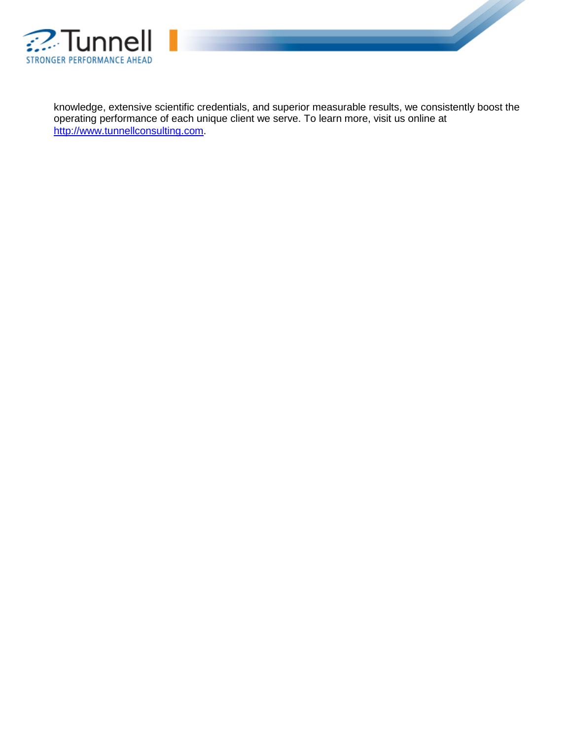knowledge, extensive scientific credentials, and superior measurable results, we consistently boost the operating performance of each unique client we serve. To learn more, visit us online at http://www.tunnellconsulting.com.